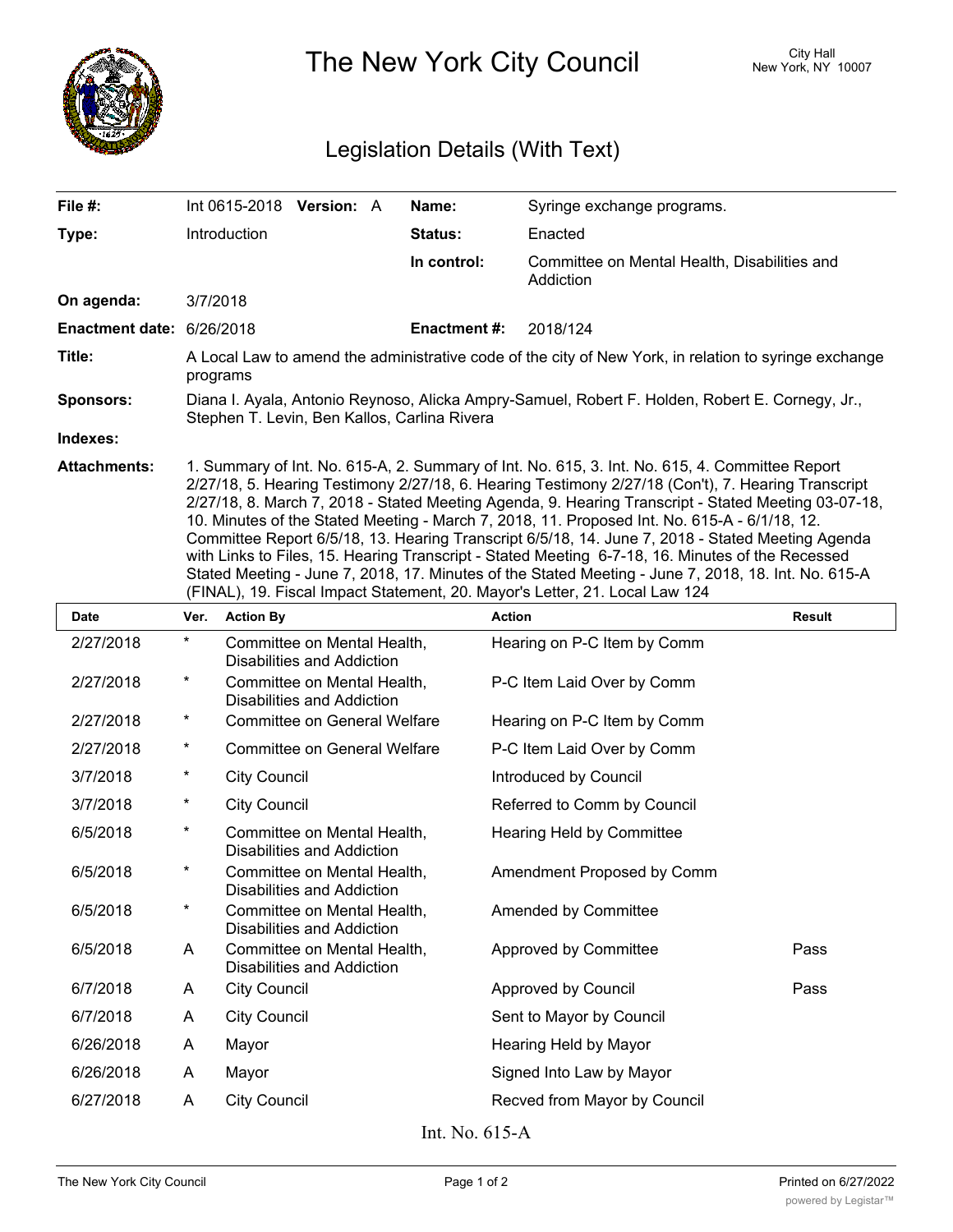# The New York City Council

City Hall
New York, NY 10007

## Legislation Details (With Text)

| | | | |
|---|---|---|---|
| **File #:** | Int 0615-2018 **Version:** A | **Name:** | Syringe exchange programs. |
| **Type:** | Introduction | **Status:** | Enacted |
| | | **In control:** | Committee on Mental Health, Disabilities and Addiction |
| **On agenda:** | 3/7/2018 | | |
| **Enactment date:** | 6/26/2018 | **Enactment #:** | 2018/124 |

**Title:** A Local Law to amend the administrative code of the city of New York, in relation to syringe exchange programs

**Sponsors:** Diana I. Ayala, Antonio Reynoso, Alicka Ampry-Samuel, Robert F. Holden, Robert E. Cornegy, Jr., Stephen T. Levin, Ben Kallos, Carlina Rivera

**Indexes:**

**Attachments:** 1. Summary of Int. No. 615-A, 2. Summary of Int. No. 615, 3. Int. No. 615, 4. Committee Report 2/27/18, 5. Hearing Testimony 2/27/18, 6. Hearing Testimony 2/27/18 (Con't), 7. Hearing Transcript 2/27/18, 8. March 7, 2018 - Stated Meeting Agenda, 9. Hearing Transcript - Stated Meeting 03-07-18, 10. Minutes of the Stated Meeting - March 7, 2018, 11. Proposed Int. No. 615-A - 6/1/18, 12. Committee Report 6/5/18, 13. Hearing Transcript 6/5/18, 14. June 7, 2018 - Stated Meeting Agenda with Links to Files, 15. Hearing Transcript - Stated Meeting 6-7-18, 16. Minutes of the Recessed Stated Meeting - June 7, 2018, 17. Minutes of the Stated Meeting - June 7, 2018, 18. Int. No. 615-A (FINAL), 19. Fiscal Impact Statement, 20. Mayor's Letter, 21. Local Law 124

| Date | Ver. | Action By | Action | Result |
|---|---|---|---|---|
| 2/27/2018 | * | Committee on Mental Health, Disabilities and Addiction | Hearing on P-C Item by Comm | |
| 2/27/2018 | * | Committee on Mental Health, Disabilities and Addiction | P-C Item Laid Over by Comm | |
| 2/27/2018 | * | Committee on General Welfare | Hearing on P-C Item by Comm | |
| 2/27/2018 | * | Committee on General Welfare | P-C Item Laid Over by Comm | |
| 3/7/2018 | * | City Council | Introduced by Council | |
| 3/7/2018 | * | City Council | Referred to Comm by Council | |
| 6/5/2018 | * | Committee on Mental Health, Disabilities and Addiction | Hearing Held by Committee | |
| 6/5/2018 | * | Committee on Mental Health, Disabilities and Addiction | Amendment Proposed by Comm | |
| 6/5/2018 | * | Committee on Mental Health, Disabilities and Addiction | Amended by Committee | |
| 6/5/2018 | A | Committee on Mental Health, Disabilities and Addiction | Approved by Committee | Pass |
| 6/7/2018 | A | City Council | Approved by Council | Pass |
| 6/7/2018 | A | City Council | Sent to Mayor by Council | |
| 6/26/2018 | A | Mayor | Hearing Held by Mayor | |
| 6/26/2018 | A | Mayor | Signed Into Law by Mayor | |
| 6/27/2018 | A | City Council | Recved from Mayor by Council | |

Int. No. 615-A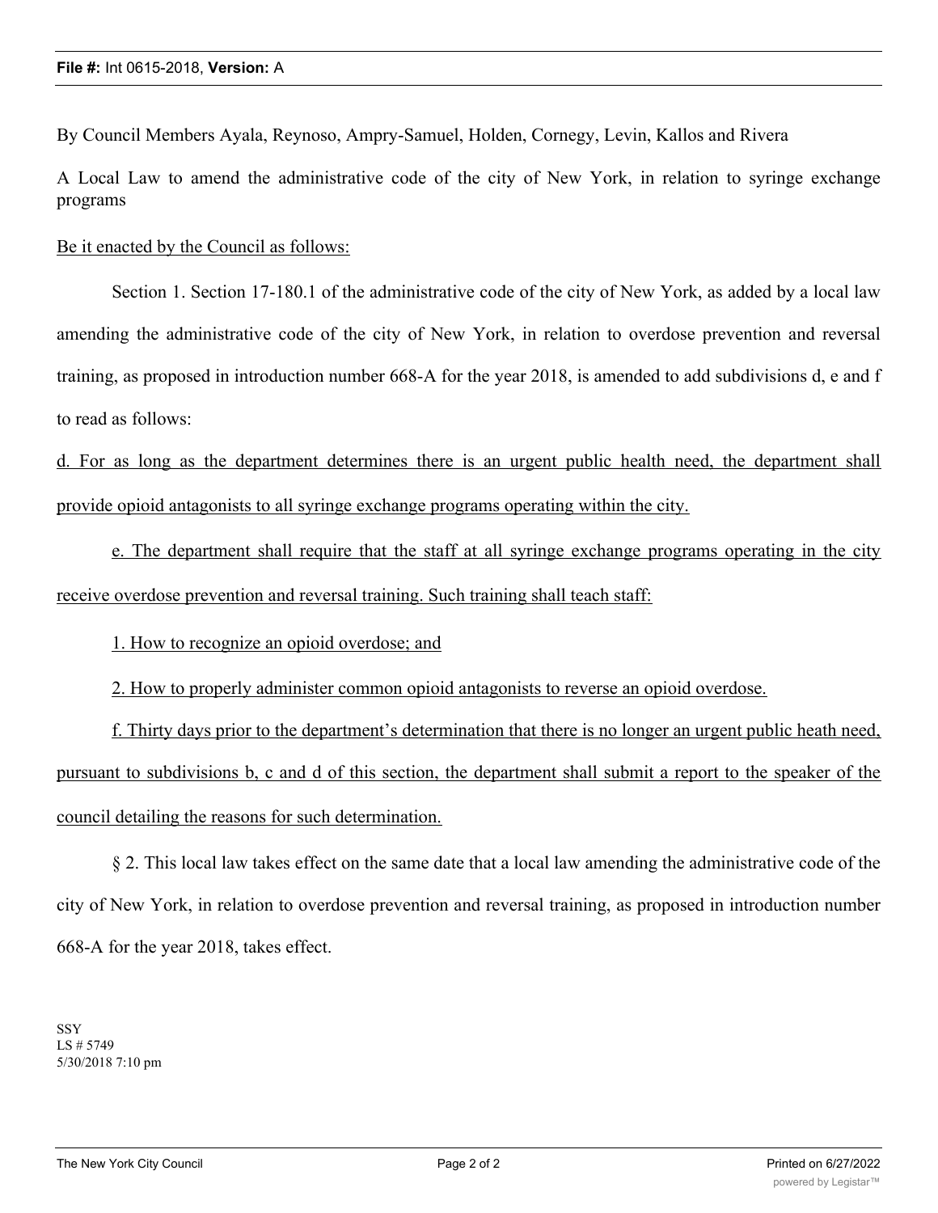By Council Members Ayala, Reynoso, Ampry-Samuel, Holden, Cornegy, Levin, Kallos and Rivera

A Local Law to amend the administrative code of the city of New York, in relation to syringe exchange programs

Be it enacted by the Council as follows:

Section 1. Section 17-180.1 of the administrative code of the city of New York, as added by a local law amending the administrative code of the city of New York, in relation to overdose prevention and reversal training, as proposed in introduction number 668-A for the year 2018, is amended to add subdivisions d, e and f to read as follows:

d. For as long as the department determines there is an urgent public health need, the department shall provide opioid antagonists to all syringe exchange programs operating within the city.

e. The department shall require that the staff at all syringe exchange programs operating in the city receive overdose prevention and reversal training. Such training shall teach staff:

1. How to recognize an opioid overdose; and

2. How to properly administer common opioid antagonists to reverse an opioid overdose.

f. Thirty days prior to the department's determination that there is no longer an urgent public heath need, pursuant to subdivisions b, c and d of this section, the department shall submit a report to the speaker of the council detailing the reasons for such determination.

§ 2. This local law takes effect on the same date that a local law amending the administrative code of the city of New York, in relation to overdose prevention and reversal training, as proposed in introduction number 668-A for the year 2018, takes effect.

SSY
LS # 5749
5/30/2018 7:10 pm